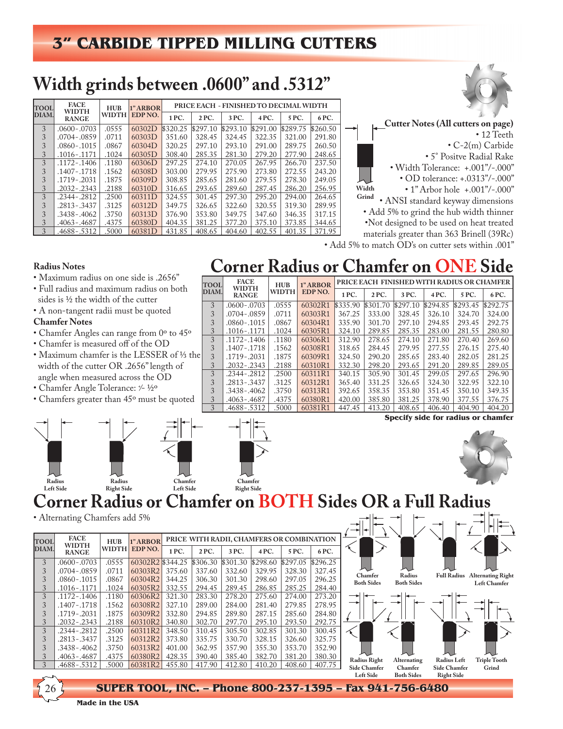# 3" CARBIDE TIPPED MILLING CUTTERS

## Width grinds between .0600" and .5312"

| TOOL DIAM. | FACE WIDTH RANGE | HUB WIDTH | 1" ARBOR EDP NO. | PRICE EACH - FINISHED TO DECIMAL WIDTH | | | | | |
|---|---|---|---|---|---|---|---|---|---|
| | | | | 1 PC. | 2 PC. | 3 PC. | 4 PC. | 5 PC. | 6 PC. |
| 3 | .0600-.0703 | .0555 | 60302D | $320.25 | $297.10 | $293.10 | $291.00 | $289.75 | $260.50 |
| 3 | .0704-.0859 | .0711 | 60303D | 351.60 | 328.45 | 324.45 | 322.35 | 321.00 | 291.80 |
| 3 | .0860-.1015 | .0867 | 60304D | 320.25 | 297.10 | 293.10 | 291.00 | 289.75 | 260.50 |
| 3 | .1016-.1171 | .1024 | 60305D | 308.40 | 285.35 | 281.30 | 279.20 | 277.90 | 248.65 |
| 3 | .1172-.1406 | .1180 | 60306D | 297.25 | 274.10 | 270.05 | 267.95 | 266.70 | 237.50 |
| 3 | .1407-.1718 | .1562 | 60308D | 303.00 | 279.95 | 275.90 | 273.80 | 272.55 | 243.20 |
| 3 | .1719-.2031 | .1875 | 60309D | 308.85 | 285.65 | 281.60 | 279.55 | 278.30 | 249.05 |
| 3 | .2032-.2343 | .2188 | 60310D | 316.65 | 293.65 | 289.60 | 287.45 | 286.20 | 256.95 |
| 3 | .2344-.2812 | .2500 | 60311D | 324.55 | 301.45 | 297.30 | 295.20 | 294.00 | 264.65 |
| 3 | .2813-.3437 | .3125 | 60312D | 349.75 | 326.65 | 322.60 | 320.55 | 319.30 | 289.95 |
| 3 | .3438-.4062 | .3750 | 60313D | 376.90 | 353.80 | 349.75 | 347.60 | 346.35 | 317.15 |
| 3 | .4063-.4687 | .4375 | 60380D | 404.35 | 381.25 | 377.20 | 375.10 | 373.85 | 344.65 |
| 3 | .4688-.5312 | .5000 | 60381D | 431.85 | 408.65 | 404.60 | 402.55 | 401.35 | 371.95 |

Width Grind

**Cutter Notes (All cutters on page)**
- 12 Teeth
- C-2(m) Carbide
- 5° Positve Radial Rake
- Width Tolerance: +.001"/-.000"
- OD tolerance: +.0313"/-.000"
- 1" Arbor hole +.001"/-.000"
- ANSI standard keyway dimensions
- Add 5% to grind the hub width thinner
- Not designed to be used on heat treated materials greater than 363 Brinell (39Rc)
- Add 5% to match OD's on cutter sets within .001"

**Radius Notes**
- Maximum radius on one side is .2656"
- Full radius and maximum radius on both sides is ½ the width of the cutter
- A non-tangent radii must be quoted

**Chamfer Notes**
- Chamfer Angles can range from 0° to 45°
- Chamfer is measured off of the OD
- Maximum chamfer is the LESSER of ⅓ the width of the cutter OR .2656" length of angle when measured across the OD
- Chamfer Angle Tolerance: +/- ½°
- Chamfers greater than 45° must be quoted

## Corner Radius or Chamfer on ONE Side

| TOOL DIAM. | FACE WIDTH RANGE | HUB WIDTH | 1" ARBOR EDP NO. | PRICE EACH FINISHED WITH RADIUS OR CHAMFER | | | | | |
|---|---|---|---|---|---|---|---|---|---|
| | | | | 1 PC. | 2 PC. | 3 PC. | 4 PC. | 5 PC. | 6 PC. |
| 3 | .0600-.0703 | .0555 | 60302R1 | $335.90 | $301.70 | $297.10 | $294.85 | $293.45 | $292.75 |
| 3 | .0704-.0859 | .0711 | 60303R1 | 367.25 | 333.00 | 328.45 | 326.10 | 324.70 | 324.00 |
| 3 | .0860-.1015 | .0867 | 60304R1 | 335.90 | 301.70 | 297.10 | 294.85 | 293.45 | 292.75 |
| 3 | .1016-.1171 | .1024 | 60305R1 | 324.10 | 289.85 | 285.35 | 283.00 | 281.55 | 280.80 |
| 3 | .1172-.1406 | .1180 | 60306R1 | 312.90 | 278.65 | 274.10 | 271.80 | 270.40 | 269.60 |
| 3 | .1407-.1718 | .1562 | 60308R1 | 318.65 | 284.45 | 279.95 | 277.55 | 276.15 | 275.40 |
| 3 | .1719-.2031 | .1875 | 60309R1 | 324.50 | 290.20 | 285.65 | 283.40 | 282.05 | 281.25 |
| 3 | .2032-.2343 | .2188 | 60310R1 | 332.30 | 298.20 | 293.65 | 291.20 | 289.85 | 289.05 |
| 3 | .2344-.2812 | .2500 | 60311R1 | 340.15 | 305.90 | 301.45 | 299.05 | 297.65 | 296.90 |
| 3 | .2813-.3437 | .3125 | 60312R1 | 365.40 | 331.25 | 326.65 | 324.30 | 322.95 | 322.10 |
| 3 | .3438-.4062 | .3750 | 60313R1 | 392.65 | 358.35 | 353.80 | 351.45 | 350.10 | 349.35 |
| 3 | .4063-.4687 | .4375 | 60380R1 | 420.00 | 385.80 | 381.25 | 378.90 | 377.55 | 376.75 |
| 3 | .4688-.5312 | .5000 | 60381R1 | 447.45 | 413.20 | 408.65 | 406.40 | 404.90 | 404.20 |

**Specify side for radius or chamfer**

Radius Left Side — Radius Right Side — Chamfer Left Side — Chamfer Right Side

## Corner Radius or Chamfer on BOTH Sides OR a Full Radius

- Alternating Chamfers add 5%

| TOOL DIAM. | FACE WIDTH RANGE | HUB WIDTH | 1" ARBOR EDP NO. | PRICE WITH RADII, CHAMFERS OR COMBINATION | | | | | |
|---|---|---|---|---|---|---|---|---|---|
| | | | | 1 PC. | 2 PC. | 3 PC. | 4 PC. | 5 PC. | 6 PC. |
| 3 | .0600-.0703 | .0555 | 60302R2 | $344.25 | $306.30 | $301.30 | $298.60 | $297.05 | $296.25 |
| 3 | .0704-.0859 | .0711 | 60303R2 | 375.60 | 337.60 | 332.60 | 329.95 | 328.30 | 327.45 |
| 3 | .0860-.1015 | .0867 | 60304R2 | 344.25 | 306.30 | 301.30 | 298.60 | 297.05 | 296.25 |
| 3 | .1016-.1171 | .1024 | 60305R2 | 332.55 | 294.45 | 289.45 | 286.85 | 285.25 | 284.40 |
| 3 | .1172-.1406 | .1180 | 60306R2 | 321.30 | 283.30 | 278.20 | 275.60 | 274.00 | 273.20 |
| 3 | .1407-.1718 | .1562 | 60308R2 | 327.10 | 289.00 | 284.00 | 281.40 | 279.85 | 278.95 |
| 3 | .1719-.2031 | .1875 | 60309R2 | 332.80 | 294.85 | 289.80 | 287.15 | 285.60 | 284.80 |
| 3 | .2032-.2343 | .2188 | 60310R2 | 340.80 | 302.70 | 297.70 | 295.10 | 293.50 | 292.75 |
| 3 | .2344-.2812 | .2500 | 60311R2 | 348.50 | 310.45 | 305.50 | 302.85 | 301.30 | 300.45 |
| 3 | .2813-.3437 | .3125 | 60312R2 | 373.80 | 335.75 | 330.70 | 328.15 | 326.60 | 325.75 |
| 3 | .3438-.4062 | .3750 | 60313R2 | 401.00 | 362.95 | 357.90 | 355.30 | 353.70 | 352.90 |
| 3 | .4063-.4687 | .4375 | 60380R2 | 428.35 | 390.40 | 385.40 | 382.70 | 381.20 | 380.30 |
| 3 | .4688-.5312 | .5000 | 60381R2 | 455.80 | 417.90 | 412.80 | 410.20 | 408.60 | 407.75 |

Chamfer Both Sides — Radius Both Sides — Full Radius — Alternating Right Left Chamfer

Radius Right Side Chamfer Left Side — Alternating Chamfer Both Sides — Radius Left Side Chamfer Right Side — Triple Tooth Grind

SUPER TOOL, INC. – Phone 800-237-1395 – Fax 941-756-6480

Made in the USA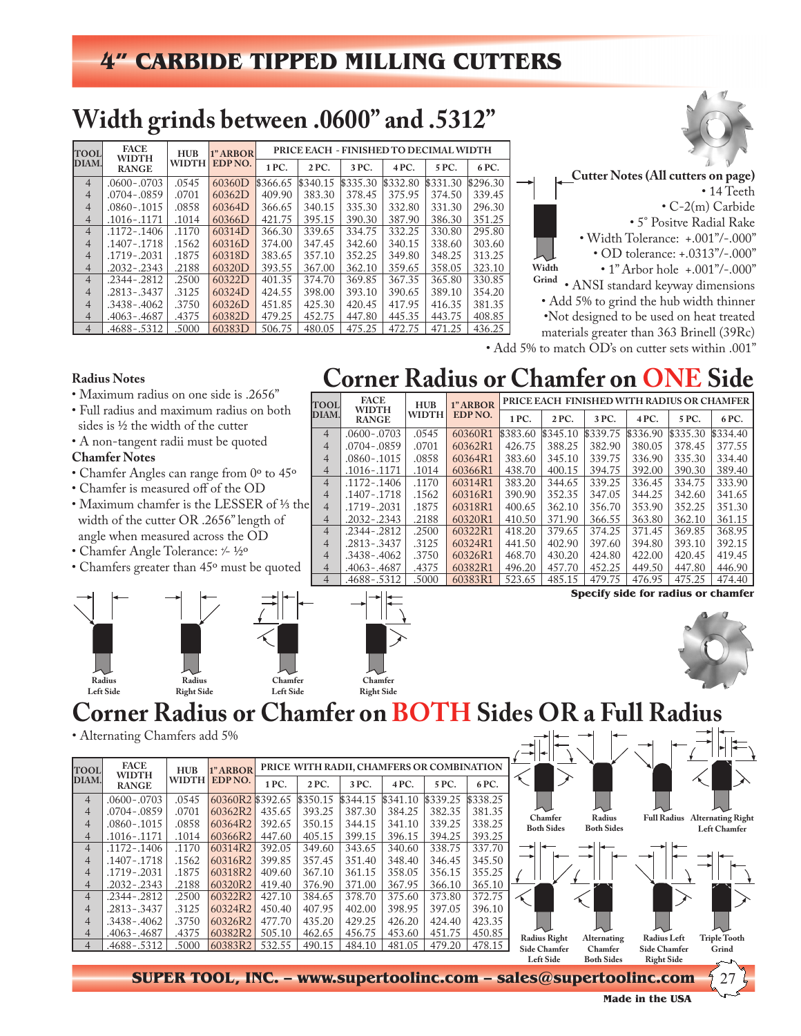# 4" CARBIDE TIPPED MILLING CUTTERS

## Width grinds between .0600" and .5312"

| TOOL DIAM. | FACE WIDTH RANGE | HUB WIDTH | 1" ARBOR EDP NO. | PRICE EACH - FINISHED TO DECIMAL WIDTH | | | | | |
|---|---|---|---|---|---|---|---|---|---|
| | | | | 1 PC. | 2 PC. | 3 PC. | 4 PC. | 5 PC. | 6 PC. |
| 4 | .0600-.0703 | .0545 | 60360D | $366.65 | $340.15 | $335.30 | $332.80 | $331.30 | $296.30 |
| 4 | .0704-.0859 | .0701 | 60362D | 409.90 | 383.30 | 378.45 | 375.95 | 374.50 | 339.45 |
| 4 | .0860-.1015 | .0858 | 60364D | 366.65 | 340.15 | 335.30 | 332.80 | 331.30 | 296.30 |
| 4 | .1016-.1171 | .1014 | 60366D | 421.75 | 395.15 | 390.30 | 387.90 | 386.30 | 351.25 |
| 4 | .1172-.1406 | .1170 | 60314D | 366.30 | 339.65 | 334.75 | 332.25 | 330.80 | 295.80 |
| 4 | .1407-.1718 | .1562 | 60316D | 374.00 | 347.45 | 342.60 | 340.15 | 338.60 | 303.60 |
| 4 | .1719-.2031 | .1875 | 60318D | 383.65 | 357.10 | 352.25 | 349.80 | 348.25 | 313.25 |
| 4 | .2032-.2343 | .2188 | 60320D | 393.55 | 367.00 | 362.10 | 359.65 | 358.05 | 323.10 |
| 4 | .2344-.2812 | .2500 | 60322D | 401.35 | 374.70 | 369.85 | 367.35 | 365.80 | 330.85 |
| 4 | .2813-.3437 | .3125 | 60324D | 424.55 | 398.00 | 393.10 | 390.65 | 389.10 | 354.20 |
| 4 | .3438-.4062 | .3750 | 60326D | 451.85 | 425.30 | 420.45 | 417.95 | 416.35 | 381.35 |
| 4 | .4063-.4687 | .4375 | 60382D | 479.25 | 452.75 | 447.80 | 445.35 | 443.75 | 408.85 |
| 4 | .4688-.5312 | .5000 | 60383D | 506.75 | 480.05 | 475.25 | 472.75 | 471.25 | 436.25 |

Width Grind

**Cutter Notes (All cutters on page)**

- 14 Teeth
- C-2(m) Carbide
- 5° Positve Radial Rake
- Width Tolerance: +.001"/-.000"
- OD tolerance: +.0313"/-.000"
- 1" Arbor hole +.001"/-.000"
- ANSI standard keyway dimensions
- Add 5% to grind the hub width thinner
- Not designed to be used on heat treated materials greater than 363 Brinell (39Rc)
- Add 5% to match OD's on cutter sets within .001"

**Radius Notes**

- Maximum radius on one side is .2656"
- Full radius and maximum radius on both sides is ½ the width of the cutter
- A non-tangent radii must be quoted

**Chamfer Notes**

- Chamfer Angles can range from 0º to 45º
- Chamfer is measured off of the OD
- Maximum chamfer is the LESSER of ⅓ the width of the cutter OR .2656" length of angle when measured across the OD
- Chamfer Angle Tolerance: +/- ½º
- Chamfers greater than 45º must be quoted

## Corner Radius or Chamfer on ONE Side

| TOOL DIAM. | FACE WIDTH RANGE | HUB WIDTH | 1" ARBOR EDP NO. | PRICE EACH FINISHED WITH RADIUS OR CHAMFER | | | | | |
|---|---|---|---|---|---|---|---|---|---|
| | | | | 1 PC. | 2 PC. | 3 PC. | 4 PC. | 5 PC. | 6 PC. |
| 4 | .0600-.0703 | .0545 | 60360R1 | $383.60 | $345.10 | $339.75 | $336.90 | $335.30 | $334.40 |
| 4 | .0704-.0859 | .0701 | 60362R1 | 426.75 | 388.25 | 382.90 | 380.05 | 378.45 | 377.55 |
| 4 | .0860-.1015 | .0858 | 60364R1 | 383.60 | 345.10 | 339.75 | 336.90 | 335.30 | 334.40 |
| 4 | .1016-.1171 | .1014 | 60366R1 | 438.70 | 400.15 | 394.75 | 392.00 | 390.30 | 389.40 |
| 4 | .1172-.1406 | .1170 | 60314R1 | 383.20 | 344.65 | 339.25 | 336.45 | 334.75 | 333.90 |
| 4 | .1407-.1718 | .1562 | 60316R1 | 390.90 | 352.35 | 347.05 | 344.25 | 342.60 | 341.65 |
| 4 | .1719-.2031 | .1875 | 60318R1 | 400.65 | 362.10 | 356.70 | 353.90 | 352.25 | 351.30 |
| 4 | .2032-.2343 | .2188 | 60320R1 | 410.50 | 371.90 | 366.55 | 363.80 | 362.10 | 361.15 |
| 4 | .2344-.2812 | .2500 | 60322R1 | 418.20 | 379.65 | 374.25 | 371.45 | 369.85 | 368.95 |
| 4 | .2813-.3437 | .3125 | 60324R1 | 441.50 | 402.90 | 397.60 | 394.80 | 393.10 | 392.15 |
| 4 | .3438-.4062 | .3750 | 60326R1 | 468.70 | 430.20 | 424.80 | 422.00 | 420.45 | 419.45 |
| 4 | .4063-.4687 | .4375 | 60382R1 | 496.20 | 457.70 | 452.25 | 449.50 | 447.80 | 446.90 |
| 4 | .4688-.5312 | .5000 | 60383R1 | 523.65 | 485.15 | 479.75 | 476.95 | 475.25 | 474.40 |

**Specify side for radius or chamfer**

Radius Left Side — Radius Right Side — Chamfer Left Side — Chamfer Right Side

## Corner Radius or Chamfer on BOTH Sides OR a Full Radius

- Alternating Chamfers add 5%

| TOOL DIAM. | FACE WIDTH RANGE | HUB WIDTH | 1" ARBOR EDP NO. | PRICE WITH RADII, CHAMFERS OR COMBINATION | | | | | |
|---|---|---|---|---|---|---|---|---|---|
| | | | | 1 PC. | 2 PC. | 3 PC. | 4 PC. | 5 PC. | 6 PC. |
| 4 | .0600-.0703 | .0545 | 60360R2 | $392.65 | $350.15 | $344.15 | $341.10 | $339.25 | $338.25 |
| 4 | .0704-.0859 | .0701 | 60362R2 | 435.65 | 393.25 | 387.30 | 384.25 | 382.35 | 381.35 |
| 4 | .0860-.1015 | .0858 | 60364R2 | 392.65 | 350.15 | 344.15 | 341.10 | 339.25 | 338.25 |
| 4 | .1016-.1171 | .1014 | 60366R2 | 447.60 | 405.15 | 399.15 | 396.15 | 394.25 | 393.25 |
| 4 | .1172-.1406 | .1170 | 60314R2 | 392.05 | 349.60 | 343.65 | 340.60 | 338.75 | 337.70 |
| 4 | .1407-.1718 | .1562 | 60316R2 | 399.85 | 357.45 | 351.40 | 348.40 | 346.45 | 345.50 |
| 4 | .1719-.2031 | .1875 | 60318R2 | 409.60 | 367.10 | 361.15 | 358.05 | 356.15 | 355.25 |
| 4 | .2032-.2343 | .2188 | 60320R2 | 419.40 | 376.90 | 371.00 | 367.95 | 366.10 | 365.10 |
| 4 | .2344-.2812 | .2500 | 60322R2 | 427.10 | 384.65 | 378.70 | 375.60 | 373.80 | 372.75 |
| 4 | .2813-.3437 | .3125 | 60324R2 | 450.40 | 407.95 | 402.00 | 398.95 | 397.05 | 396.10 |
| 4 | .3438-.4062 | .3750 | 60326R2 | 477.70 | 435.20 | 429.25 | 426.20 | 424.40 | 423.35 |
| 4 | .4063-.4687 | .4375 | 60382R2 | 505.10 | 462.65 | 456.75 | 453.60 | 451.75 | 450.85 |
| 4 | .4688-.5312 | .5000 | 60383R2 | 532.55 | 490.15 | 484.10 | 481.05 | 479.20 | 478.15 |

Chamfer Both Sides — Radius Both Sides — Full Radius — Alternating Right Left Chamfer

Radius Right Side Chamfer Left Side — Alternating Chamfer Both Sides — Radius Left Side Chamfer Right Side — Triple Tooth Grind

SUPER TOOL, INC. – www.supertoolinc.com – sales@supertoolinc.com

Made in the USA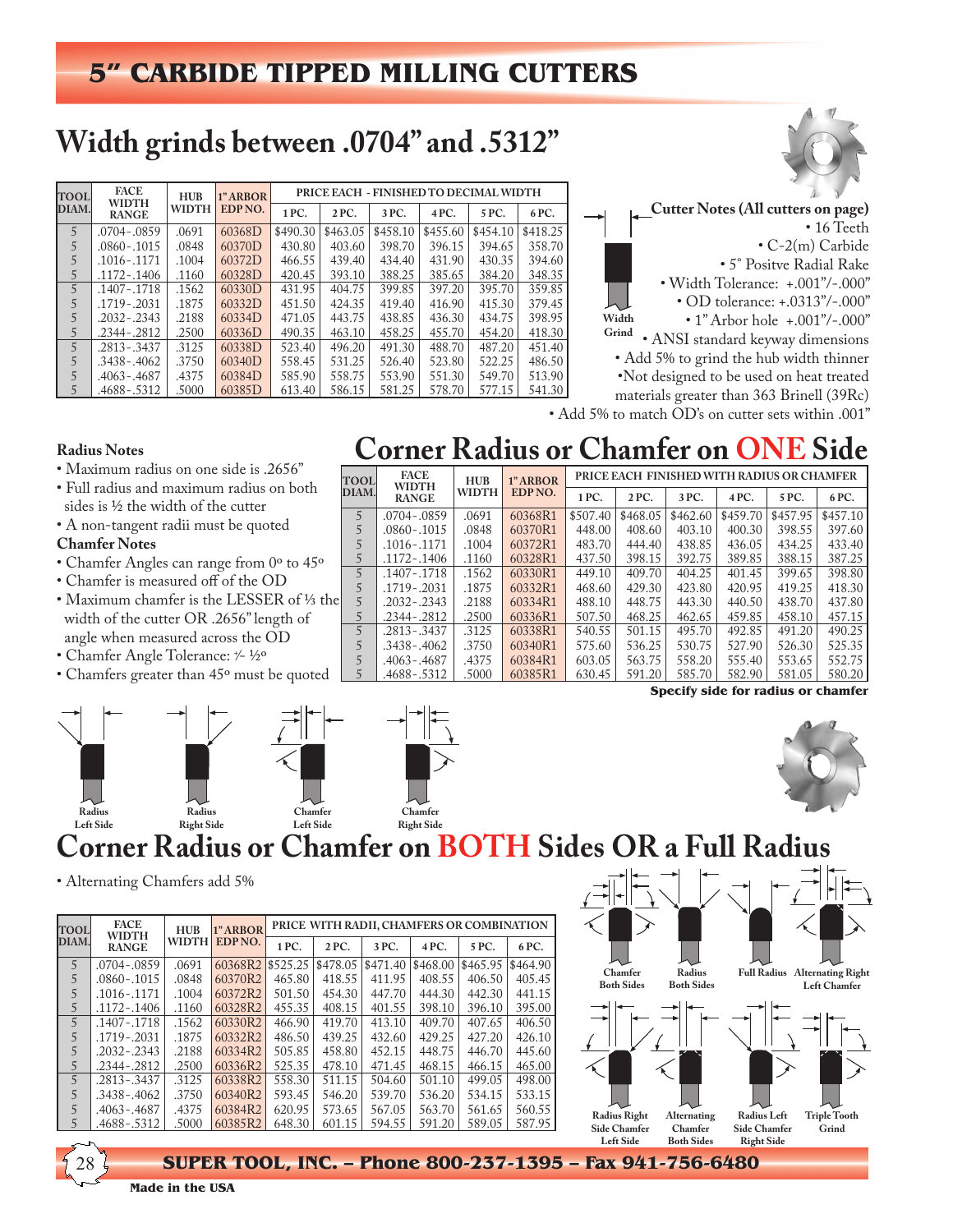# 5" CARBIDE TIPPED MILLING CUTTERS

## Width grinds between .0704" and .5312"

| TOOL DIAM. | FACE WIDTH RANGE | HUB WIDTH | 1" ARBOR EDP NO. | PRICE EACH - FINISHED TO DECIMAL WIDTH | | | | | |
|---|---|---|---|---|---|---|---|---|---|
| | | | | 1 PC. | 2 PC. | 3 PC. | 4 PC. | 5 PC. | 6 PC. |
| 5 | .0704-.0859 | .0691 | 60368D | $490.30 | $463.05 | $458.10 | $455.60 | $454.10 | $418.25 |
| 5 | .0860-.1015 | .0848 | 60370D | 430.80 | 403.60 | 398.70 | 396.15 | 394.65 | 358.70 |
| 5 | .1016-.1171 | .1004 | 60372D | 466.55 | 439.40 | 434.40 | 431.90 | 430.35 | 394.60 |
| 5 | .1172-.1406 | .1160 | 60328D | 420.45 | 393.10 | 388.25 | 385.65 | 384.20 | 348.35 |
| 5 | .1407-.1718 | .1562 | 60330D | 431.95 | 404.75 | 399.85 | 397.20 | 395.70 | 359.85 |
| 5 | .1719-.2031 | .1875 | 60332D | 451.50 | 424.35 | 419.40 | 416.90 | 415.30 | 379.45 |
| 5 | .2032-.2343 | .2188 | 60334D | 471.05 | 443.75 | 438.85 | 436.30 | 434.75 | 398.95 |
| 5 | .2344-.2812 | .2500 | 60336D | 490.35 | 463.10 | 458.25 | 455.70 | 454.20 | 418.30 |
| 5 | .2813-.3437 | .3125 | 60338D | 523.40 | 496.20 | 491.30 | 488.70 | 487.20 | 451.40 |
| 5 | .3438-.4062 | .3750 | 60340D | 558.45 | 531.25 | 526.40 | 523.80 | 522.25 | 486.50 |
| 5 | .4063-.4687 | .4375 | 60384D | 585.90 | 558.75 | 553.90 | 551.30 | 549.70 | 513.90 |
| 5 | .4688-.5312 | .5000 | 60385D | 613.40 | 586.15 | 581.25 | 578.70 | 577.15 | 541.30 |

Width Grind

**Cutter Notes (All cutters on page)**
- 16 Teeth
- C-2(m) Carbide
- 5° Positve Radial Rake
- Width Tolerance: +.001"/-.000"
- OD tolerance: +.0313"/-.000"
- 1" Arbor hole +.001"/-.000"
- ANSI standard keyway dimensions
- Add 5% to grind the hub width thinner
- Not designed to be used on heat treated materials greater than 363 Brinell (39Rc)
- Add 5% to match OD's on cutter sets within .001"

**Radius Notes**
- Maximum radius on one side is .2656"
- Full radius and maximum radius on both sides is ½ the width of the cutter
- A non-tangent radii must be quoted

**Chamfer Notes**
- Chamfer Angles can range from 0° to 45°
- Chamfer is measured off of the OD
- Maximum chamfer is the LESSER of ⅓ the width of the cutter OR .2656" length of angle when measured across the OD
- Chamfer Angle Tolerance: +/- ½°
- Chamfers greater than 45° must be quoted

## Corner Radius or Chamfer on ONE Side

| TOOL DIAM. | FACE WIDTH RANGE | HUB WIDTH | 1" ARBOR EDP NO. | PRICE EACH FINISHED WITH RADIUS OR CHAMFER | | | | | |
|---|---|---|---|---|---|---|---|---|---|
| | | | | 1 PC. | 2 PC. | 3 PC. | 4 PC. | 5 PC. | 6 PC. |
| 5 | .0704-.0859 | .0691 | 60368R1 | $507.40 | $468.05 | $462.60 | $459.70 | $457.95 | $457.10 |
| 5 | .0860-.1015 | .0848 | 60370R1 | 448.00 | 408.60 | 403.10 | 400.30 | 398.55 | 397.60 |
| 5 | .1016-.1171 | .1004 | 60372R1 | 483.70 | 444.40 | 438.85 | 436.05 | 434.25 | 433.40 |
| 5 | .1172-.1406 | .1160 | 60328R1 | 437.50 | 398.15 | 392.75 | 389.85 | 388.15 | 387.25 |
| 5 | .1407-.1718 | .1562 | 60330R1 | 449.10 | 409.70 | 404.25 | 401.45 | 399.65 | 398.80 |
| 5 | .1719-.2031 | .1875 | 60332R1 | 468.60 | 429.30 | 423.80 | 420.95 | 419.25 | 418.30 |
| 5 | .2032-.2343 | .2188 | 60334R1 | 488.10 | 448.75 | 443.30 | 440.50 | 438.70 | 437.80 |
| 5 | .2344-.2812 | .2500 | 60336R1 | 507.50 | 468.25 | 462.65 | 459.85 | 458.10 | 457.15 |
| 5 | .2813-.3437 | .3125 | 60338R1 | 540.55 | 501.15 | 495.70 | 492.85 | 491.20 | 490.25 |
| 5 | .3438-.4062 | .3750 | 60340R1 | 575.60 | 536.25 | 530.75 | 527.90 | 526.30 | 525.35 |
| 5 | .4063-.4687 | .4375 | 60384R1 | 603.05 | 563.75 | 558.20 | 555.40 | 553.65 | 552.75 |
| 5 | .4688-.5312 | .5000 | 60385R1 | 630.45 | 591.20 | 585.70 | 582.90 | 581.05 | 580.20 |

**Specify side for radius or chamfer**

Radius Left Side — Radius Right Side — Chamfer Left Side — Chamfer Right Side

## Corner Radius or Chamfer on BOTH Sides OR a Full Radius

- Alternating Chamfers add 5%

| TOOL DIAM. | FACE WIDTH RANGE | HUB WIDTH | 1" ARBOR EDP NO. | PRICE WITH RADII, CHAMFERS OR COMBINATION | | | | | |
|---|---|---|---|---|---|---|---|---|---|
| | | | | 1 PC. | 2 PC. | 3 PC. | 4 PC. | 5 PC. | 6 PC. |
| 5 | .0704-.0859 | .0691 | 60368R2 | $525.25 | $478.05 | $471.40 | $468.00 | $465.95 | $464.90 |
| 5 | .0860-.1015 | .0848 | 60370R2 | 465.80 | 418.55 | 411.95 | 408.55 | 406.50 | 405.45 |
| 5 | .1016-.1171 | .1004 | 60372R2 | 501.50 | 454.30 | 447.70 | 444.30 | 442.30 | 441.15 |
| 5 | .1172-.1406 | .1160 | 60328R2 | 455.35 | 408.15 | 401.55 | 398.10 | 396.10 | 395.00 |
| 5 | .1407-.1718 | .1562 | 60330R2 | 466.90 | 419.70 | 413.10 | 409.70 | 407.65 | 406.50 |
| 5 | .1719-.2031 | .1875 | 60332R2 | 486.50 | 439.25 | 432.60 | 429.25 | 427.20 | 426.10 |
| 5 | .2032-.2343 | .2188 | 60334R2 | 505.85 | 458.80 | 452.15 | 448.75 | 446.70 | 445.60 |
| 5 | .2344-.2812 | .2500 | 60336R2 | 525.35 | 478.10 | 471.45 | 468.15 | 466.15 | 465.00 |
| 5 | .2813-.3437 | .3125 | 60338R2 | 558.30 | 511.15 | 504.60 | 501.10 | 499.05 | 498.00 |
| 5 | .3438-.4062 | .3750 | 60340R2 | 593.45 | 546.20 | 539.70 | 536.20 | 534.15 | 533.15 |
| 5 | .4063-.4687 | .4375 | 60384R2 | 620.95 | 573.65 | 567.05 | 563.70 | 561.65 | 560.55 |
| 5 | .4688-.5312 | .5000 | 60385R2 | 648.30 | 601.15 | 594.55 | 591.20 | 589.05 | 587.95 |

Chamfer Both Sides — Radius Both Sides — Full Radius — Alternating Right Left Chamfer

Radius Right Side Chamfer Left Side — Alternating Chamfer Both Sides — Radius Left Side Chamfer Right Side — Triple Tooth Grind

**SUPER TOOL, INC. – Phone 800-237-1395 – Fax 941-756-6480**

Made in the USA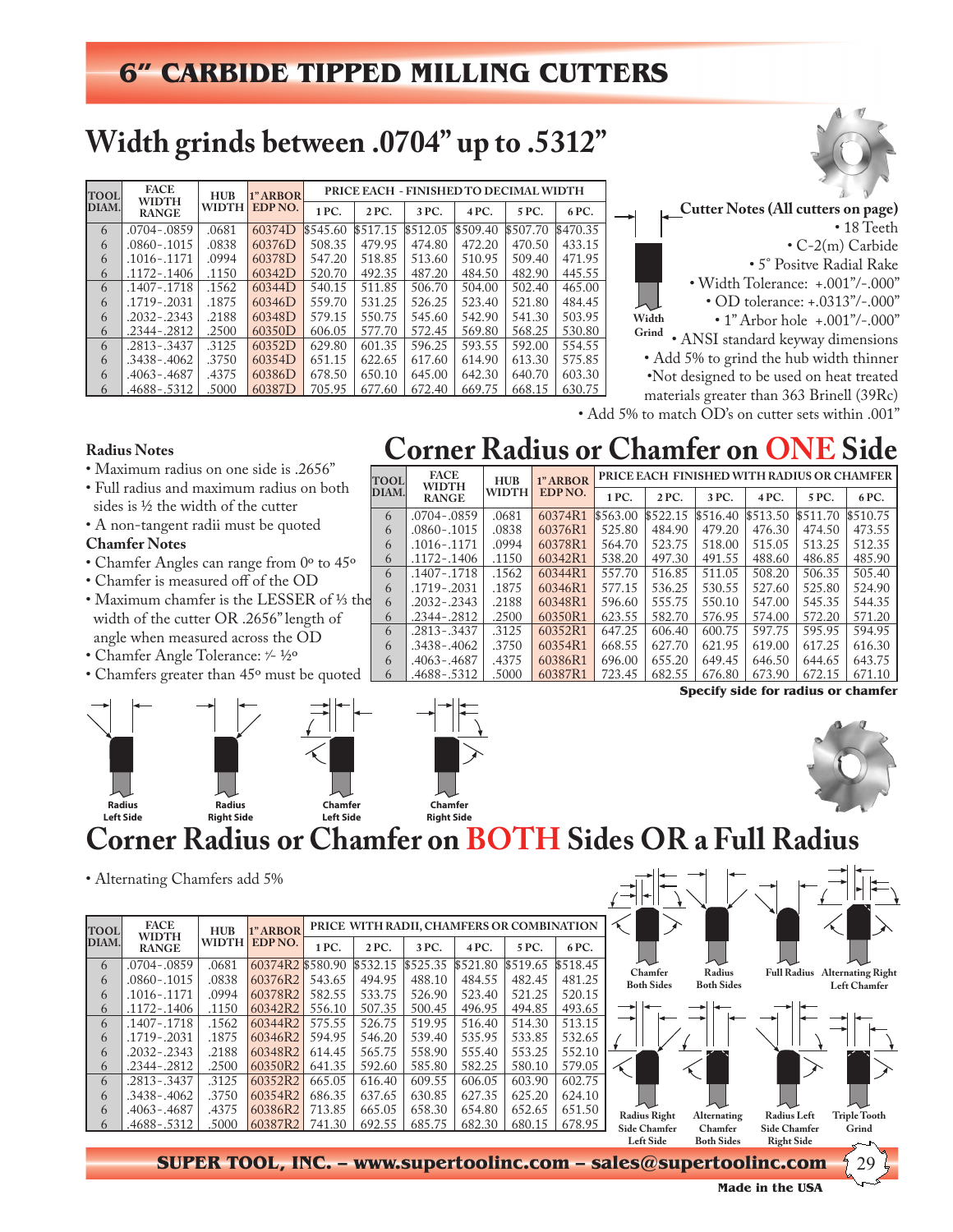# 6" CARBIDE TIPPED MILLING CUTTERS

## Width grinds between .0704" up to .5312"

| TOOL DIAM. | FACE WIDTH RANGE | HUB WIDTH | 1" ARBOR EDP NO. | PRICE EACH - FINISHED TO DECIMAL WIDTH | | | | | |
|---|---|---|---|---|---|---|---|---|---|
| | | | | 1 PC. | 2 PC. | 3 PC. | 4 PC. | 5 PC. | 6 PC. |
| 6 | .0704-.0859 | .0681 | 60374D | $545.60 | $517.15 | $512.05 | $509.40 | $507.70 | $470.35 |
| 6 | .0860-.1015 | .0838 | 60376D | 508.35 | 479.95 | 474.80 | 472.20 | 470.50 | 433.15 |
| 6 | .1016-.1171 | .0994 | 60378D | 547.20 | 518.85 | 513.60 | 510.95 | 509.40 | 471.95 |
| 6 | .1172-.1406 | .1150 | 60342D | 520.70 | 492.35 | 487.20 | 484.50 | 482.90 | 445.55 |
| 6 | .1407-.1718 | .1562 | 60344D | 540.15 | 511.85 | 506.70 | 504.00 | 502.40 | 465.00 |
| 6 | .1719-.2031 | .1875 | 60346D | 559.70 | 531.25 | 526.25 | 523.40 | 521.80 | 484.45 |
| 6 | .2032-.2343 | .2188 | 60348D | 579.15 | 550.75 | 545.60 | 542.90 | 541.30 | 503.95 |
| 6 | .2344-.2812 | .2500 | 60350D | 606.05 | 577.70 | 572.45 | 569.80 | 568.25 | 530.80 |
| 6 | .2813-.3437 | .3125 | 60352D | 629.80 | 601.35 | 596.25 | 593.55 | 592.00 | 554.55 |
| 6 | .3438-.4062 | .3750 | 60354D | 651.15 | 622.65 | 617.60 | 614.90 | 613.30 | 575.85 |
| 6 | .4063-.4687 | .4375 | 60386D | 678.50 | 650.10 | 645.00 | 642.30 | 640.70 | 603.30 |
| 6 | .4688-.5312 | .5000 | 60387D | 705.95 | 677.60 | 672.40 | 669.75 | 668.15 | 630.75 |

Width Grind

**Cutter Notes (All cutters on page)**
- 18 Teeth
- C-2(m) Carbide
- 5° Positve Radial Rake
- Width Tolerance: +.001"/-.000"
- OD tolerance: +.0313"/-.000"
- 1" Arbor hole +.001"/-.000"
- ANSI standard keyway dimensions
- Add 5% to grind the hub width thinner
- Not designed to be used on heat treated materials greater than 363 Brinell (39Rc)
- Add 5% to match OD's on cutter sets within .001"

**Radius Notes**
- Maximum radius on one side is .2656"
- Full radius and maximum radius on both sides is ½ the width of the cutter
- A non-tangent radii must be quoted

**Chamfer Notes**
- Chamfer Angles can range from 0º to 45º
- Chamfer is measured off of the OD
- Maximum chamfer is the LESSER of ⅓ the width of the cutter OR .2656" length of angle when measured across the OD
- Chamfer Angle Tolerance: +/- ½º
- Chamfers greater than 45º must be quoted

## Corner Radius or Chamfer on ONE Side

| TOOL DIAM. | FACE WIDTH RANGE | HUB WIDTH | 1" ARBOR EDP NO. | PRICE EACH FINISHED WITH RADIUS OR CHAMFER | | | | | |
|---|---|---|---|---|---|---|---|---|---|
| | | | | 1 PC. | 2 PC. | 3 PC. | 4 PC. | 5 PC. | 6 PC. |
| 6 | .0704-.0859 | .0681 | 60374R1 | $563.00 | $522.15 | $516.40 | $513.50 | $511.70 | $510.75 |
| 6 | .0860-.1015 | .0838 | 60376R1 | 525.80 | 484.90 | 479.20 | 476.30 | 474.50 | 473.55 |
| 6 | .1016-.1171 | .0994 | 60378R1 | 564.70 | 523.75 | 518.00 | 515.05 | 513.25 | 512.35 |
| 6 | .1172-.1406 | .1150 | 60342R1 | 538.20 | 497.30 | 491.55 | 488.60 | 486.85 | 485.90 |
| 6 | .1407-.1718 | .1562 | 60344R1 | 557.70 | 516.85 | 511.05 | 508.20 | 506.35 | 505.40 |
| 6 | .1719-.2031 | .1875 | 60346R1 | 577.15 | 536.25 | 530.55 | 527.60 | 525.80 | 524.90 |
| 6 | .2032-.2343 | .2188 | 60348R1 | 596.60 | 555.75 | 550.10 | 547.00 | 545.35 | 544.35 |
| 6 | .2344-.2812 | .2500 | 60350R1 | 623.55 | 582.70 | 576.95 | 574.00 | 572.20 | 571.20 |
| 6 | .2813-.3437 | .3125 | 60352R1 | 647.25 | 606.40 | 600.75 | 597.75 | 595.95 | 594.95 |
| 6 | .3438-.4062 | .3750 | 60354R1 | 668.55 | 627.70 | 621.95 | 619.00 | 617.25 | 616.30 |
| 6 | .4063-.4687 | .4375 | 60386R1 | 696.00 | 655.20 | 649.45 | 646.50 | 644.65 | 643.75 |
| 6 | .4688-.5312 | .5000 | 60387R1 | 723.45 | 682.55 | 676.80 | 673.90 | 672.15 | 671.10 |

**Specify side for radius or chamfer**

Radius Left Side | Radius Right Side | Chamfer Left Side | Chamfer Right Side

## Corner Radius or Chamfer on BOTH Sides OR a Full Radius

- Alternating Chamfers add 5%

| TOOL DIAM. | FACE WIDTH RANGE | HUB WIDTH | 1" ARBOR EDP NO. | PRICE WITH RADII, CHAMFERS OR COMBINATION | | | | | |
|---|---|---|---|---|---|---|---|---|---|
| | | | | 1 PC. | 2 PC. | 3 PC. | 4 PC. | 5 PC. | 6 PC. |
| 6 | .0704-.0859 | .0681 | 60374R2 | $580.90 | $532.15 | $525.35 | $521.80 | $519.65 | $518.45 |
| 6 | .0860-.1015 | .0838 | 60376R2 | 543.65 | 494.95 | 488.10 | 484.55 | 482.45 | 481.25 |
| 6 | .1016-.1171 | .0994 | 60378R2 | 582.55 | 533.75 | 526.90 | 523.40 | 521.25 | 520.15 |
| 6 | .1172-.1406 | .1150 | 60342R2 | 556.10 | 507.35 | 500.45 | 496.95 | 494.85 | 493.65 |
| 6 | .1407-.1718 | .1562 | 60344R2 | 575.55 | 526.75 | 519.95 | 516.40 | 514.30 | 513.15 |
| 6 | .1719-.2031 | .1875 | 60346R2 | 594.95 | 546.20 | 539.40 | 535.95 | 533.85 | 532.65 |
| 6 | .2032-.2343 | .2188 | 60348R2 | 614.45 | 565.75 | 558.90 | 555.40 | 553.25 | 552.10 |
| 6 | .2344-.2812 | .2500 | 60350R2 | 641.35 | 592.60 | 585.80 | 582.25 | 580.10 | 579.05 |
| 6 | .2813-.3437 | .3125 | 60352R2 | 665.05 | 616.40 | 609.55 | 606.05 | 603.90 | 602.75 |
| 6 | .3438-.4062 | .3750 | 60354R2 | 686.35 | 637.65 | 630.85 | 627.35 | 625.20 | 624.10 |
| 6 | .4063-.4687 | .4375 | 60386R2 | 713.85 | 665.05 | 658.30 | 654.80 | 652.65 | 651.50 |
| 6 | .4688-.5312 | .5000 | 60387R2 | 741.30 | 692.55 | 685.75 | 682.30 | 680.15 | 678.95 |

Chamfer Both Sides | Radius Both Sides | Full Radius | Alternating Right Left Chamfer

Radius Right Side Chamfer Left Side | Alternating Chamfer Both Sides | Radius Left Side Chamfer Right Side | Triple Tooth Grind

SUPER TOOL, INC. – www.supertoolinc.com – sales@supertoolinc.com

Made in the USA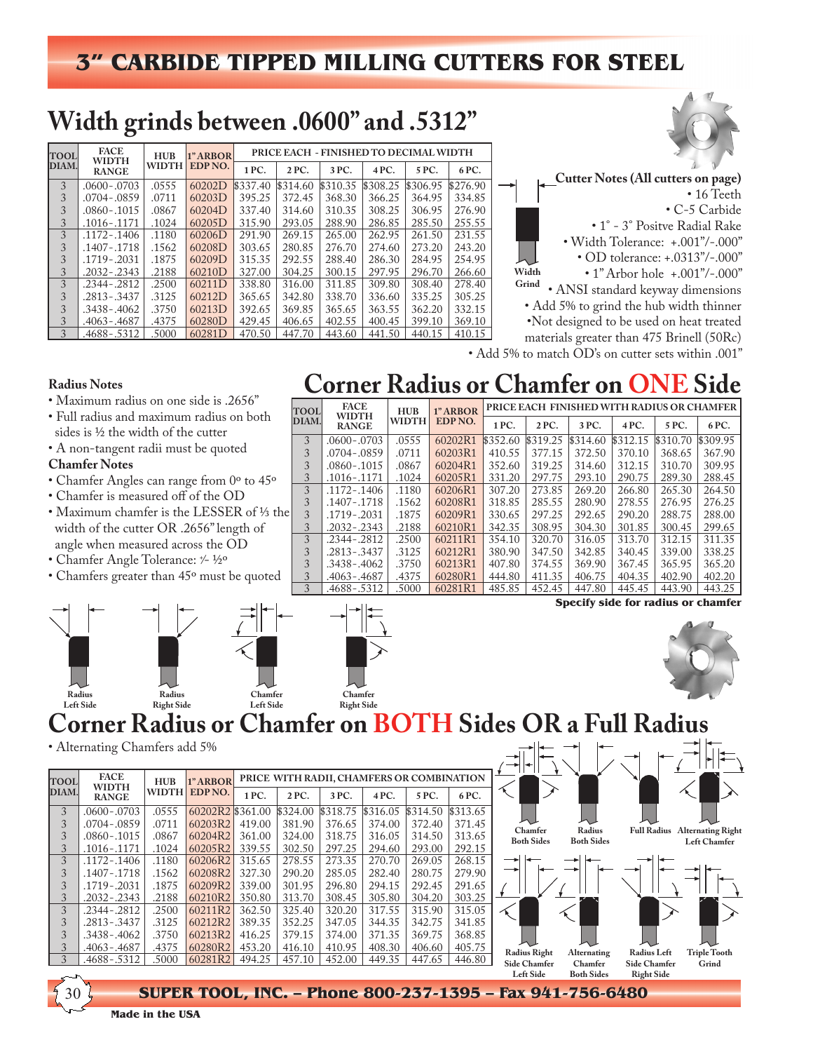# 3" CARBIDE TIPPED MILLING CUTTERS FOR STEEL

## Width grinds between .0600" and .5312"

| TOOL DIAM. | FACE WIDTH RANGE | HUB WIDTH | 1" ARBOR EDP NO. | PRICE EACH - FINISHED TO DECIMAL WIDTH | | | | | |
|---|---|---|---|---|---|---|---|---|---|
| | | | | 1 PC. | 2 PC. | 3 PC. | 4 PC. | 5 PC. | 6 PC. |
| 3 | .0600-.0703 | .0555 | 60202D | $337.40 | $314.60 | $310.35 | $308.25 | $306.95 | $276.90 |
| 3 | .0704-.0859 | .0711 | 60203D | 395.25 | 372.45 | 368.30 | 366.25 | 364.95 | 334.85 |
| 3 | .0860-.1015 | .0867 | 60204D | 337.40 | 314.60 | 310.35 | 308.25 | 306.95 | 276.90 |
| 3 | .1016-.1171 | .1024 | 60205D | 315.90 | 293.05 | 288.90 | 286.85 | 285.50 | 255.55 |
| 3 | .1172-.1406 | .1180 | 60206D | 291.90 | 269.15 | 265.00 | 262.95 | 261.50 | 231.55 |
| 3 | .1407-.1718 | .1562 | 60208D | 303.65 | 280.85 | 276.70 | 274.60 | 273.20 | 243.20 |
| 3 | .1719-.2031 | .1875 | 60209D | 315.35 | 292.55 | 288.40 | 286.30 | 284.95 | 254.95 |
| 3 | .2032-.2343 | .2188 | 60210D | 327.00 | 304.25 | 300.15 | 297.95 | 296.70 | 266.60 |
| 3 | .2344-.2812 | .2500 | 60211D | 338.80 | 316.00 | 311.85 | 309.80 | 308.40 | 278.40 |
| 3 | .2813-.3437 | .3125 | 60212D | 365.65 | 342.80 | 338.70 | 336.60 | 335.25 | 305.25 |
| 3 | .3438-.4062 | .3750 | 60213D | 392.65 | 369.85 | 365.65 | 363.55 | 362.20 | 332.15 |
| 3 | .4063-.4687 | .4375 | 60280D | 429.45 | 406.65 | 402.55 | 400.45 | 399.10 | 369.10 |
| 3 | .4688-.5312 | .5000 | 60281D | 470.50 | 447.70 | 443.60 | 441.50 | 440.15 | 410.15 |

Width Grind

**Cutter Notes (All cutters on page)**
- 16 Teeth
- C-5 Carbide
- 1° - 3° Positve Radial Rake
- Width Tolerance: +.001"/-.000"
- OD tolerance: +.0313"/-.000"
- 1" Arbor hole +.001"/-.000"
- ANSI standard keyway dimensions
- Add 5% to grind the hub width thinner
- Not designed to be used on heat treated materials greater than 475 Brinell (50Rc)
- Add 5% to match OD's on cutter sets within .001"

**Radius Notes**
- Maximum radius on one side is .2656"
- Full radius and maximum radius on both sides is ½ the width of the cutter
- A non-tangent radii must be quoted

**Chamfer Notes**
- Chamfer Angles can range from 0º to 45º
- Chamfer is measured off of the OD
- Maximum chamfer is the LESSER of ⅓ the width of the cutter OR .2656" length of angle when measured across the OD
- Chamfer Angle Tolerance: +/- ½º
- Chamfers greater than 45º must be quoted

## Corner Radius or Chamfer on ONE Side

| TOOL DIAM. | FACE WIDTH RANGE | HUB WIDTH | 1" ARBOR EDP NO. | PRICE EACH FINISHED WITH RADIUS OR CHAMFER | | | | | |
|---|---|---|---|---|---|---|---|---|---|
| | | | | 1 PC. | 2 PC. | 3 PC. | 4 PC. | 5 PC. | 6 PC. |
| 3 | .0600-.0703 | .0555 | 60202R1 | $352.60 | $319.25 | $314.60 | $312.15 | $310.70 | $309.95 |
| 3 | .0704-.0859 | .0711 | 60203R1 | 410.55 | 377.15 | 372.50 | 370.10 | 368.65 | 367.90 |
| 3 | .0860-.1015 | .0867 | 60204R1 | 352.60 | 319.25 | 314.60 | 312.15 | 310.70 | 309.95 |
| 3 | .1016-.1171 | .1024 | 60205R1 | 331.20 | 297.75 | 293.10 | 290.75 | 289.30 | 288.45 |
| 3 | .1172-.1406 | .1180 | 60206R1 | 307.20 | 273.85 | 269.20 | 266.80 | 265.30 | 264.50 |
| 3 | .1407-.1718 | .1562 | 60208R1 | 318.85 | 285.55 | 280.90 | 278.55 | 276.95 | 276.25 |
| 3 | .1719-.2031 | .1875 | 60209R1 | 330.65 | 297.25 | 292.65 | 290.20 | 288.75 | 288.00 |
| 3 | .2032-.2343 | .2188 | 60210R1 | 342.35 | 308.95 | 304.30 | 301.85 | 300.45 | 299.65 |
| 3 | .2344-.2812 | .2500 | 60211R1 | 354.10 | 320.70 | 316.05 | 313.70 | 312.15 | 311.35 |
| 3 | .2813-.3437 | .3125 | 60212R1 | 380.90 | 347.50 | 342.85 | 340.45 | 339.00 | 338.25 |
| 3 | .3438-.4062 | .3750 | 60213R1 | 407.80 | 374.55 | 369.90 | 367.45 | 365.95 | 365.20 |
| 3 | .4063-.4687 | .4375 | 60280R1 | 444.80 | 411.35 | 406.75 | 404.35 | 402.90 | 402.20 |
| 3 | .4688-.5312 | .5000 | 60281R1 | 485.85 | 452.45 | 447.80 | 445.45 | 443.90 | 443.25 |

**Specify side for radius or chamfer**

Radius Left Side | Radius Right Side | Chamfer Left Side | Chamfer Right Side

## Corner Radius or Chamfer on BOTH Sides OR a Full Radius

- Alternating Chamfers add 5%

| TOOL DIAM. | FACE WIDTH RANGE | HUB WIDTH | 1" ARBOR EDP NO. | PRICE WITH RADII, CHAMFERS OR COMBINATION | | | | | |
|---|---|---|---|---|---|---|---|---|---|
| | | | | 1 PC. | 2 PC. | 3 PC. | 4 PC. | 5 PC. | 6 PC. |
| 3 | .0600-.0703 | .0555 | 60202R2 | $361.00 | $324.00 | $318.75 | $316.05 | $314.50 | $313.65 |
| 3 | .0704-.0859 | .0711 | 60203R2 | 419.00 | 381.90 | 376.65 | 374.00 | 372.40 | 371.45 |
| 3 | .0860-.1015 | .0867 | 60204R2 | 361.00 | 324.00 | 318.75 | 316.05 | 314.50 | 313.65 |
| 3 | .1016-.1171 | .1024 | 60205R2 | 339.55 | 302.50 | 297.25 | 294.60 | 293.00 | 292.15 |
| 3 | .1172-.1406 | .1180 | 60206R2 | 315.65 | 278.55 | 273.35 | 270.70 | 269.05 | 268.15 |
| 3 | .1407-.1718 | .1562 | 60208R2 | 327.30 | 290.20 | 285.05 | 282.40 | 280.75 | 279.90 |
| 3 | .1719-.2031 | .1875 | 60209R2 | 339.00 | 301.95 | 296.80 | 294.15 | 292.45 | 291.65 |
| 3 | .2032-.2343 | .2188 | 60210R2 | 350.80 | 313.70 | 308.45 | 305.80 | 304.20 | 303.25 |
| 3 | .2344-.2812 | .2500 | 60211R2 | 362.50 | 325.40 | 320.20 | 317.55 | 315.90 | 315.05 |
| 3 | .2813-.3437 | .3125 | 60212R2 | 389.35 | 352.25 | 347.05 | 344.35 | 342.75 | 341.85 |
| 3 | .3438-.4062 | .3750 | 60213R2 | 416.25 | 379.15 | 374.00 | 371.35 | 369.75 | 368.85 |
| 3 | .4063-.4687 | .4375 | 60280R2 | 453.20 | 416.10 | 410.95 | 408.30 | 406.60 | 405.75 |
| 3 | .4688-.5312 | .5000 | 60281R2 | 494.25 | 457.10 | 452.00 | 449.35 | 447.65 | 446.80 |

Chamfer Both Sides | Radius Both Sides | Full Radius | Alternating Right Left Chamfer

Radius Right Side Chamfer Left Side | Alternating Chamfer Both Sides | Radius Left Side Chamfer Right Side | Triple Tooth Grind

**SUPER TOOL, INC. – Phone 800-237-1395 – Fax 941-756-6480**

**Made in the USA**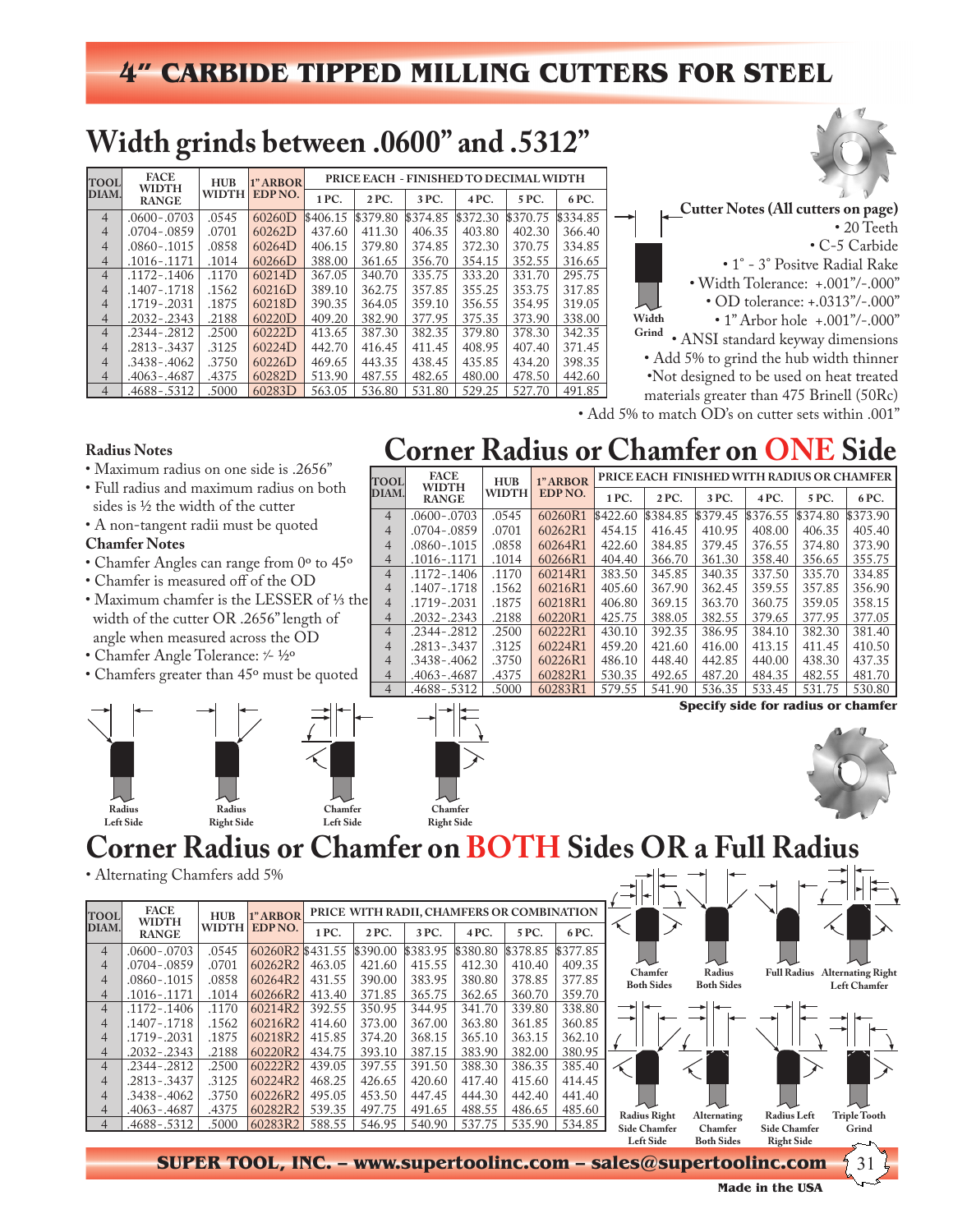# 4" CARBIDE TIPPED MILLING CUTTERS FOR STEEL

## Width grinds between .0600" and .5312"

| TOOL DIAM. | FACE WIDTH RANGE | HUB WIDTH | 1" ARBOR EDP NO. | PRICE EACH - FINISHED TO DECIMAL WIDTH | | | | | |
|---|---|---|---|---|---|---|---|---|---|
| | | | | 1 PC. | 2 PC. | 3 PC. | 4 PC. | 5 PC. | 6 PC. |
| 4 | .0600-.0703 | .0545 | 60260D | $406.15 | $379.80 | $374.85 | $372.30 | $370.75 | $334.85 |
| 4 | .0704-.0859 | .0701 | 60262D | 437.60 | 411.30 | 406.35 | 403.80 | 402.30 | 366.40 |
| 4 | .0860-.1015 | .0858 | 60264D | 406.15 | 379.80 | 374.85 | 372.30 | 370.75 | 334.85 |
| 4 | .1016-.1171 | .1014 | 60266D | 388.00 | 361.65 | 356.70 | 354.15 | 352.55 | 316.65 |
| 4 | .1172-.1406 | .1170 | 60214D | 367.05 | 340.70 | 335.75 | 333.20 | 331.70 | 295.75 |
| 4 | .1407-.1718 | .1562 | 60216D | 389.10 | 362.75 | 357.85 | 355.25 | 353.75 | 317.85 |
| 4 | .1719-.2031 | .1875 | 60218D | 390.35 | 364.05 | 359.10 | 356.55 | 354.95 | 319.05 |
| 4 | .2032-.2343 | .2188 | 60220D | 409.20 | 382.90 | 377.95 | 375.35 | 373.90 | 338.00 |
| 4 | .2344-.2812 | .2500 | 60222D | 413.65 | 387.30 | 382.35 | 379.80 | 378.30 | 342.35 |
| 4 | .2813-.3437 | .3125 | 60224D | 442.70 | 416.45 | 411.45 | 408.95 | 407.40 | 371.45 |
| 4 | .3438-.4062 | .3750 | 60226D | 469.65 | 443.35 | 438.45 | 435.85 | 434.20 | 398.35 |
| 4 | .4063-.4687 | .4375 | 60282D | 513.90 | 487.55 | 482.65 | 480.00 | 478.50 | 442.60 |
| 4 | .4688-.5312 | .5000 | 60283D | 563.05 | 536.80 | 531.80 | 529.25 | 527.70 | 491.85 |

Width Grind

**Cutter Notes (All cutters on page)**
- 20 Teeth
- C-5 Carbide
- 1° - 3° Positve Radial Rake
- Width Tolerance: +.001"/-.000"
- OD tolerance: +.0313"/-.000"
- 1" Arbor hole +.001"/-.000"
- ANSI standard keyway dimensions
- Add 5% to grind the hub width thinner
- Not designed to be used on heat treated materials greater than 475 Brinell (50Rc)
- Add 5% to match OD's on cutter sets within .001"

**Radius Notes**
- Maximum radius on one side is .2656"
- Full radius and maximum radius on both sides is ½ the width of the cutter
- A non-tangent radii must be quoted

**Chamfer Notes**
- Chamfer Angles can range from 0º to 45º
- Chamfer is measured off of the OD
- Maximum chamfer is the LESSER of ⅓ the width of the cutter OR .2656" length of angle when measured across the OD
- Chamfer Angle Tolerance: +/- ½º
- Chamfers greater than 45º must be quoted

## Corner Radius or Chamfer on ONE Side

| TOOL DIAM. | FACE WIDTH RANGE | HUB WIDTH | 1" ARBOR EDP NO. | PRICE EACH FINISHED WITH RADIUS OR CHAMFER | | | | | |
|---|---|---|---|---|---|---|---|---|---|
| | | | | 1 PC. | 2 PC. | 3 PC. | 4 PC. | 5 PC. | 6 PC. |
| 4 | .0600-.0703 | .0545 | 60260R1 | $422.60 | $384.85 | $379.45 | $376.55 | $374.80 | $373.90 |
| 4 | .0704-.0859 | .0701 | 60262R1 | 454.15 | 416.45 | 410.95 | 408.00 | 406.35 | 405.40 |
| 4 | .0860-.1015 | .0858 | 60264R1 | 422.60 | 384.85 | 379.45 | 376.55 | 374.80 | 373.90 |
| 4 | .1016-.1171 | .1014 | 60266R1 | 404.40 | 366.70 | 361.30 | 358.40 | 356.65 | 355.75 |
| 4 | .1172-.1406 | .1170 | 60214R1 | 383.50 | 345.85 | 340.35 | 337.50 | 335.70 | 334.85 |
| 4 | .1407-.1718 | .1562 | 60216R1 | 405.60 | 367.90 | 362.45 | 359.55 | 357.85 | 356.90 |
| 4 | .1719-.2031 | .1875 | 60218R1 | 406.80 | 369.15 | 363.70 | 360.75 | 359.05 | 358.15 |
| 4 | .2032-.2343 | .2188 | 60220R1 | 425.75 | 388.05 | 382.55 | 379.65 | 377.95 | 377.05 |
| 4 | .2344-.2812 | .2500 | 60222R1 | 430.10 | 392.35 | 386.95 | 384.10 | 382.30 | 381.40 |
| 4 | .2813-.3437 | .3125 | 60224R1 | 459.20 | 421.60 | 416.00 | 413.15 | 411.45 | 410.50 |
| 4 | .3438-.4062 | .3750 | 60226R1 | 486.10 | 448.40 | 442.85 | 440.00 | 438.30 | 437.35 |
| 4 | .4063-.4687 | .4375 | 60282R1 | 530.35 | 492.65 | 487.20 | 484.35 | 482.55 | 481.70 |
| 4 | .4688-.5312 | .5000 | 60283R1 | 579.55 | 541.90 | 536.35 | 533.45 | 531.75 | 530.80 |

**Specify side for radius or chamfer**

Radius Left Side — Radius Right Side — Chamfer Left Side — Chamfer Right Side

## Corner Radius or Chamfer on BOTH Sides OR a Full Radius

- Alternating Chamfers add 5%

| TOOL DIAM. | FACE WIDTH RANGE | HUB WIDTH | 1" ARBOR EDP NO. | PRICE WITH RADII, CHAMFERS OR COMBINATION | | | | | |
|---|---|---|---|---|---|---|---|---|---|
| | | | | 1 PC. | 2 PC. | 3 PC. | 4 PC. | 5 PC. | 6 PC. |
| 4 | .0600-.0703 | .0545 | 60260R2 | $431.55 | $390.00 | $383.95 | $380.80 | $378.85 | $377.85 |
| 4 | .0704-.0859 | .0701 | 60262R2 | 463.05 | 421.60 | 415.55 | 412.30 | 410.40 | 409.35 |
| 4 | .0860-.1015 | .0858 | 60264R2 | 431.55 | 390.00 | 383.95 | 380.80 | 378.85 | 377.85 |
| 4 | .1016-.1171 | .1014 | 60266R2 | 413.40 | 371.85 | 365.75 | 362.65 | 360.70 | 359.70 |
| 4 | .1172-.1406 | .1170 | 60214R2 | 392.55 | 350.95 | 344.95 | 341.70 | 339.80 | 338.80 |
| 4 | .1407-.1718 | .1562 | 60216R2 | 414.60 | 373.00 | 367.00 | 363.80 | 361.85 | 360.85 |
| 4 | .1719-.2031 | .1875 | 60218R2 | 415.85 | 374.20 | 368.15 | 365.10 | 363.15 | 362.10 |
| 4 | .2032-.2343 | .2188 | 60220R2 | 434.75 | 393.10 | 387.15 | 383.90 | 382.00 | 380.95 |
| 4 | .2344-.2812 | .2500 | 60222R2 | 439.05 | 397.55 | 391.50 | 388.30 | 386.35 | 385.40 |
| 4 | .2813-.3437 | .3125 | 60224R2 | 468.25 | 426.65 | 420.60 | 417.40 | 415.60 | 414.45 |
| 4 | .3438-.4062 | .3750 | 60226R2 | 495.05 | 453.50 | 447.45 | 444.30 | 442.40 | 441.40 |
| 4 | .4063-.4687 | .4375 | 60282R2 | 539.35 | 497.75 | 491.65 | 488.55 | 486.65 | 485.60 |
| 4 | .4688-.5312 | .5000 | 60283R2 | 588.55 | 546.95 | 540.90 | 537.75 | 535.90 | 534.85 |

Chamfer Both Sides — Radius Both Sides — Full Radius — Alternating Right Left Chamfer

Radius Right Side Chamfer Left Side — Alternating Chamfer Both Sides — Radius Left Side Chamfer Right Side — Triple Tooth Grind

SUPER TOOL, INC. – www.supertoolinc.com – sales@supertoolinc.com

Made in the USA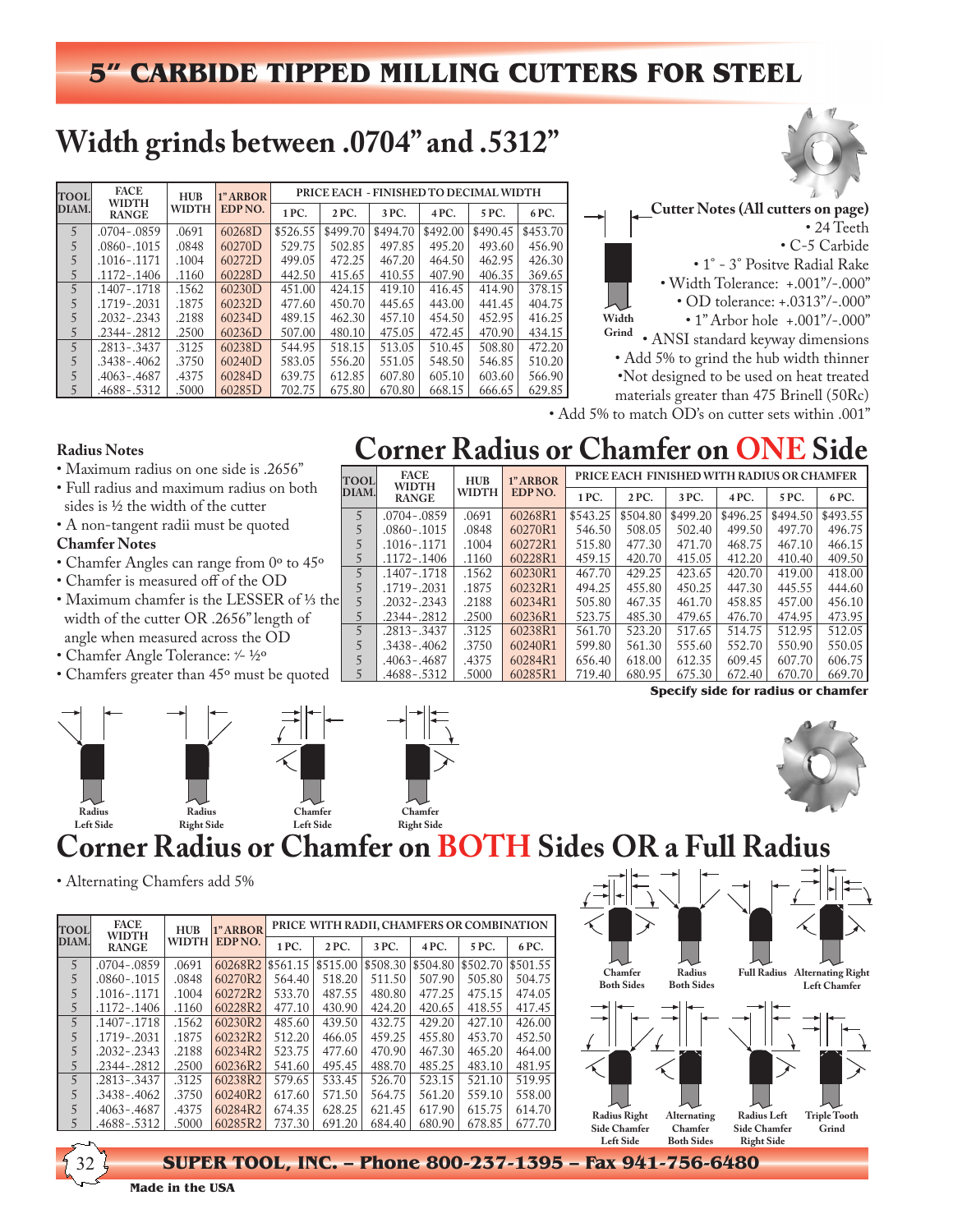# 5" CARBIDE TIPPED MILLING CUTTERS FOR STEEL

## Width grinds between .0704" and .5312"

| TOOL DIAM. | FACE WIDTH RANGE | HUB WIDTH | 1" ARBOR EDP NO. | PRICE EACH - FINISHED TO DECIMAL WIDTH | | | | | |
|---|---|---|---|---|---|---|---|---|---|
| | | | | 1 PC. | 2 PC. | 3 PC. | 4 PC. | 5 PC. | 6 PC. |
| 5 | .0704-.0859 | .0691 | 60268D | $526.55 | $499.70 | $494.70 | $492.00 | $490.45 | $453.70 |
| 5 | .0860-.1015 | .0848 | 60270D | 529.75 | 502.85 | 497.85 | 495.20 | 493.60 | 456.90 |
| 5 | .1016-.1171 | .1004 | 60272D | 499.05 | 472.25 | 467.20 | 464.50 | 462.95 | 426.30 |
| 5 | .1172-.1406 | .1160 | 60228D | 442.50 | 415.65 | 410.55 | 407.90 | 406.35 | 369.65 |
| 5 | .1407-.1718 | .1562 | 60230D | 451.00 | 424.15 | 419.10 | 416.45 | 414.90 | 378.15 |
| 5 | .1719-.2031 | .1875 | 60232D | 477.60 | 450.70 | 445.65 | 443.00 | 441.45 | 404.75 |
| 5 | .2032-.2343 | .2188 | 60234D | 489.15 | 462.30 | 457.10 | 454.50 | 452.95 | 416.25 |
| 5 | .2344-.2812 | .2500 | 60236D | 507.00 | 480.10 | 475.05 | 472.45 | 470.90 | 434.15 |
| 5 | .2813-.3437 | .3125 | 60238D | 544.95 | 518.15 | 513.05 | 510.45 | 508.80 | 472.20 |
| 5 | .3438-.4062 | .3750 | 60240D | 583.05 | 556.20 | 551.05 | 548.50 | 546.85 | 510.20 |
| 5 | .4063-.4687 | .4375 | 60284D | 639.75 | 612.85 | 607.80 | 605.10 | 603.60 | 566.90 |
| 5 | .4688-.5312 | .5000 | 60285D | 702.75 | 675.80 | 670.80 | 668.15 | 666.65 | 629.85 |

Width Grind

**Cutter Notes (All cutters on page)**
- 24 Teeth
- C-5 Carbide
- 1° - 3° Positve Radial Rake
- Width Tolerance: +.001"/-.000"
- OD tolerance: +.0313"/-.000"
- 1" Arbor hole +.001"/-.000"
- ANSI standard keyway dimensions
- Add 5% to grind the hub width thinner
- Not designed to be used on heat treated materials greater than 475 Brinell (50Rc)
- Add 5% to match OD's on cutter sets within .001"

**Radius Notes**
- Maximum radius on one side is .2656"
- Full radius and maximum radius on both sides is ½ the width of the cutter
- A non-tangent radii must be quoted

**Chamfer Notes**
- Chamfer Angles can range from 0º to 45º
- Chamfer is measured off of the OD
- Maximum chamfer is the LESSER of ⅓ the width of the cutter OR .2656" length of angle when measured across the OD
- Chamfer Angle Tolerance: +/- ½º
- Chamfers greater than 45º must be quoted

## Corner Radius or Chamfer on ONE Side

| TOOL DIAM. | FACE WIDTH RANGE | HUB WIDTH | 1" ARBOR EDP NO. | PRICE EACH FINISHED WITH RADIUS OR CHAMFER | | | | | |
|---|---|---|---|---|---|---|---|---|---|
| | | | | 1 PC. | 2 PC. | 3 PC. | 4 PC. | 5 PC. | 6 PC. |
| 5 | .0704-.0859 | .0691 | 60268R1 | $543.25 | $504.80 | $499.20 | $496.25 | $494.50 | $493.55 |
| 5 | .0860-.1015 | .0848 | 60270R1 | 546.50 | 508.05 | 502.40 | 499.50 | 497.70 | 496.75 |
| 5 | .1016-.1171 | .1004 | 60272R1 | 515.80 | 477.30 | 471.70 | 468.75 | 467.10 | 466.15 |
| 5 | .1172-.1406 | .1160 | 60228R1 | 459.15 | 420.70 | 415.05 | 412.20 | 410.40 | 409.50 |
| 5 | .1407-.1718 | .1562 | 60230R1 | 467.70 | 429.25 | 423.65 | 420.70 | 419.00 | 418.00 |
| 5 | .1719-.2031 | .1875 | 60232R1 | 494.25 | 455.80 | 450.25 | 447.30 | 445.55 | 444.60 |
| 5 | .2032-.2343 | .2188 | 60234R1 | 505.80 | 467.35 | 461.70 | 458.85 | 457.00 | 456.10 |
| 5 | .2344-.2812 | .2500 | 60236R1 | 523.75 | 485.30 | 479.65 | 476.70 | 474.95 | 473.95 |
| 5 | .2813-.3437 | .3125 | 60238R1 | 561.70 | 523.20 | 517.65 | 514.75 | 512.95 | 512.05 |
| 5 | .3438-.4062 | .3750 | 60240R1 | 599.80 | 561.30 | 555.60 | 552.70 | 550.90 | 550.05 |
| 5 | .4063-.4687 | .4375 | 60284R1 | 656.40 | 618.00 | 612.35 | 609.45 | 607.70 | 606.75 |
| 5 | .4688-.5312 | .5000 | 60285R1 | 719.40 | 680.95 | 675.30 | 672.40 | 670.70 | 669.70 |

**Specify side for radius or chamfer**

Radius Left Side — Radius Right Side — Chamfer Left Side — Chamfer Right Side

## Corner Radius or Chamfer on BOTH Sides OR a Full Radius

- Alternating Chamfers add 5%

| TOOL DIAM. | FACE WIDTH RANGE | HUB WIDTH | 1" ARBOR EDP NO. | PRICE WITH RADII, CHAMFERS OR COMBINATION | | | | | |
|---|---|---|---|---|---|---|---|---|---|
| | | | | 1 PC. | 2 PC. | 3 PC. | 4 PC. | 5 PC. | 6 PC. |
| 5 | .0704-.0859 | .0691 | 60268R2 | $561.15 | $515.00 | $508.30 | $504.80 | $502.70 | $501.55 |
| 5 | .0860-.1015 | .0848 | 60270R2 | 564.40 | 518.20 | 511.50 | 507.90 | 505.80 | 504.75 |
| 5 | .1016-.1171 | .1004 | 60272R2 | 533.70 | 487.55 | 480.80 | 477.25 | 475.15 | 474.05 |
| 5 | .1172-.1406 | .1160 | 60228R2 | 477.10 | 430.90 | 424.20 | 420.65 | 418.55 | 417.45 |
| 5 | .1407-.1718 | .1562 | 60230R2 | 485.60 | 439.50 | 432.75 | 429.20 | 427.10 | 426.00 |
| 5 | .1719-.2031 | .1875 | 60232R2 | 512.20 | 466.05 | 459.25 | 455.80 | 453.70 | 452.50 |
| 5 | .2032-.2343 | .2188 | 60234R2 | 523.75 | 477.60 | 470.90 | 467.30 | 465.20 | 464.00 |
| 5 | .2344-.2812 | .2500 | 60236R2 | 541.60 | 495.45 | 488.70 | 485.25 | 483.10 | 481.95 |
| 5 | .2813-.3437 | .3125 | 60238R2 | 579.65 | 533.45 | 526.70 | 523.15 | 521.10 | 519.95 |
| 5 | .3438-.4062 | .3750 | 60240R2 | 617.60 | 571.50 | 564.75 | 561.20 | 559.10 | 558.00 |
| 5 | .4063-.4687 | .4375 | 60284R2 | 674.35 | 628.25 | 621.45 | 617.90 | 615.75 | 614.70 |
| 5 | .4688-.5312 | .5000 | 60285R2 | 737.30 | 691.20 | 684.40 | 680.90 | 678.85 | 677.70 |

Chamfer Both Sides — Radius Both Sides — Full Radius — Alternating Right Left Chamfer

Radius Right Side Chamfer Left Side — Alternating Chamfer Both Sides — Radius Left Side Chamfer Right Side — Triple Tooth Grind

**SUPER TOOL, INC. – Phone 800-237-1395 – Fax 941-756-6480**

Made in the USA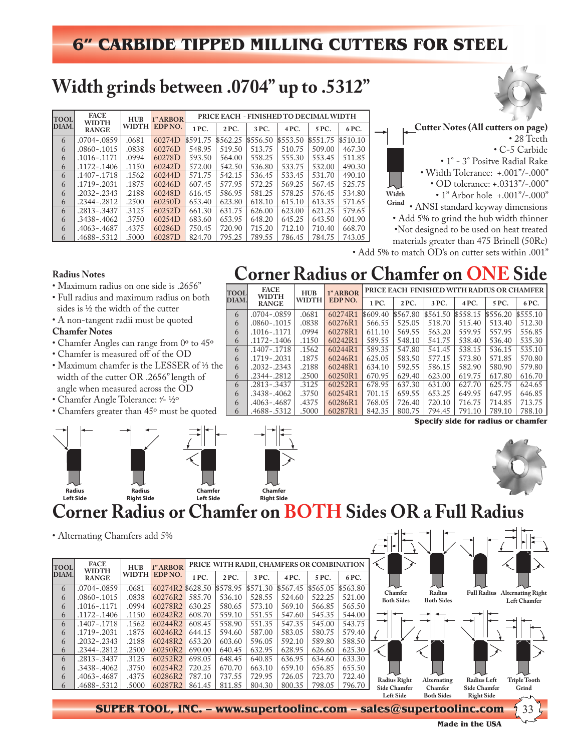# 6" CARBIDE TIPPED MILLING CUTTERS FOR STEEL

## Width grinds between .0704" up to .5312"

| TOOL DIAM. | FACE WIDTH RANGE | HUB WIDTH | 1" ARBOR EDP NO. | PRICE EACH - FINISHED TO DECIMAL WIDTH | | | | | |
|---|---|---|---|---|---|---|---|---|---|
| | | | | 1 PC. | 2 PC. | 3 PC. | 4 PC. | 5 PC. | 6 PC. |
| 6 | .0704-.0859 | .0681 | 60274D | $591.75 | $562.25 | $556.50 | $553.50 | $551.75 | $510.10 |
| 6 | .0860-.1015 | .0838 | 60276D | 548.95 | 519.50 | 513.75 | 510.75 | 509.00 | 467.30 |
| 6 | .1016-.1171 | .0994 | 60278D | 593.50 | 564.00 | 558.25 | 555.30 | 553.45 | 511.85 |
| 6 | .1172-.1406 | .1150 | 60242D | 572.00 | 542.50 | 536.80 | 533.75 | 532.00 | 490.30 |
| 6 | .1407-.1718 | .1562 | 60244D | 571.75 | 542.15 | 536.45 | 533.45 | 531.70 | 490.10 |
| 6 | .1719-.2031 | .1875 | 60246D | 607.45 | 577.95 | 572.25 | 569.25 | 567.45 | 525.75 |
| 6 | .2032-.2343 | .2188 | 60248D | 616.45 | 586.95 | 581.25 | 578.25 | 576.45 | 534.80 |
| 6 | .2344-.2812 | .2500 | 60250D | 653.40 | 623.80 | 618.10 | 615.10 | 613.35 | 571.65 |
| 6 | .2813-.3437 | .3125 | 60252D | 661.30 | 631.75 | 626.00 | 623.00 | 621.25 | 579.65 |
| 6 | .3438-.4062 | .3750 | 60254D | 683.60 | 653.95 | 648.20 | 645.25 | 643.50 | 601.90 |
| 6 | .4063-.4687 | .4375 | 60286D | 750.45 | 720.90 | 715.20 | 712.10 | 710.40 | 668.70 |
| 6 | .4688-.5312 | .5000 | 60287D | 824.70 | 795.25 | 789.55 | 786.45 | 784.75 | 743.05 |

**Cutter Notes (All cutters on page)**
- 28 Teeth
- C-5 Carbide
- 1° - 3° Positve Radial Rake
- Width Tolerance: +.001"/-.000"
- OD tolerance: +.0313"/-.000"
- 1" Arbor hole +.001"/-.000"
- ANSI standard keyway dimensions
- Add 5% to grind the hub width thinner
- Not designed to be used on heat treated materials greater than 475 Brinell (50Rc)
- Add 5% to match OD's on cutter sets within .001"

Width Grind

**Radius Notes**
- Maximum radius on one side is .2656"
- Full radius and maximum radius on both sides is ½ the width of the cutter
- A non-tangent radii must be quoted

**Chamfer Notes**
- Chamfer Angles can range from 0º to 45º
- Chamfer is measured off of the OD
- Maximum chamfer is the LESSER of ⅓ the width of the cutter OR .2656" length of angle when measured across the OD
- Chamfer Angle Tolerance: +/- ½º
- Chamfers greater than 45º must be quoted

## Corner Radius or Chamfer on ONE Side

| TOOL DIAM. | FACE WIDTH RANGE | HUB WIDTH | 1" ARBOR EDP NO. | PRICE EACH FINISHED WITH RADIUS OR CHAMFER | | | | | |
|---|---|---|---|---|---|---|---|---|---|
| | | | | 1 PC. | 2 PC. | 3 PC. | 4 PC. | 5 PC. | 6 PC. |
| 6 | .0704-.0859 | .0681 | 60274R1 | $609.40 | $567.80 | $561.50 | $558.15 | $556.20 | $555.10 |
| 6 | .0860-.1015 | .0838 | 60276R1 | 566.55 | 525.05 | 518.70 | 515.40 | 513.40 | 512.30 |
| 6 | .1016-.1171 | .0994 | 60278R1 | 611.10 | 569.55 | 563.20 | 559.95 | 557.95 | 556.85 |
| 6 | .1172-.1406 | .1150 | 60242R1 | 589.55 | 548.10 | 541.75 | 538.40 | 536.40 | 535.30 |
| 6 | .1407-.1718 | .1562 | 60244R1 | 589.35 | 547.80 | 541.45 | 538.15 | 536.15 | 535.10 |
| 6 | .1719-.2031 | .1875 | 60246R1 | 625.05 | 583.50 | 577.15 | 573.80 | 571.85 | 570.80 |
| 6 | .2032-.2343 | .2188 | 60248R1 | 634.10 | 592.55 | 586.15 | 582.90 | 580.90 | 579.80 |
| 6 | .2344-.2812 | .2500 | 60250R1 | 670.95 | 629.40 | 623.00 | 619.75 | 617.80 | 616.70 |
| 6 | .2813-.3437 | .3125 | 60252R1 | 678.95 | 637.30 | 631.00 | 627.70 | 625.75 | 624.65 |
| 6 | .3438-.4062 | .3750 | 60254R1 | 701.15 | 659.55 | 653.25 | 649.95 | 647.95 | 646.85 |
| 6 | .4063-.4687 | .4375 | 60286R1 | 768.05 | 726.40 | 720.10 | 716.75 | 714.85 | 713.75 |
| 6 | .4688-.5312 | .5000 | 60287R1 | 842.35 | 800.75 | 794.45 | 791.10 | 789.10 | 788.10 |

**Specify side for radius or chamfer**

Radius Left Side
Radius Right Side
Chamfer Left Side
Chamfer Right Side

## Corner Radius or Chamfer on BOTH Sides OR a Full Radius

- Alternating Chamfers add 5%

| TOOL DIAM. | FACE WIDTH RANGE | HUB WIDTH | 1" ARBOR EDP NO. | PRICE WITH RADII, CHAMFERS OR COMBINATION | | | | | |
|---|---|---|---|---|---|---|---|---|---|
| | | | | 1 PC. | 2 PC. | 3 PC. | 4 PC. | 5 PC. | 6 PC. |
| 6 | .0704-.0859 | .0681 | 60274R2 | $628.50 | $578.95 | $571.30 | $567.45 | $565.05 | $563.80 |
| 6 | .0860-.1015 | .0838 | 60276R2 | 585.70 | 536.10 | 528.55 | 524.60 | 522.25 | 521.00 |
| 6 | .1016-.1171 | .0994 | 60278R2 | 630.25 | 580.65 | 573.10 | 569.10 | 566.85 | 565.50 |
| 6 | .1172-.1406 | .1150 | 60242R2 | 608.70 | 559.10 | 551.55 | 547.60 | 545.35 | 544.00 |
| 6 | .1407-.1718 | .1562 | 60244R2 | 608.45 | 558.90 | 551.35 | 547.35 | 545.00 | 543.75 |
| 6 | .1719-.2031 | .1875 | 60246R2 | 644.15 | 594.60 | 587.00 | 583.05 | 580.75 | 579.40 |
| 6 | .2032-.2343 | .2188 | 60248R2 | 653.20 | 603.60 | 596.05 | 592.10 | 589.80 | 588.50 |
| 6 | .2344-.2812 | .2500 | 60250R2 | 690.00 | 640.45 | 632.95 | 628.95 | 626.60 | 625.30 |
| 6 | .2813-.3437 | .3125 | 60252R2 | 698.05 | 648.45 | 640.85 | 636.95 | 634.60 | 633.30 |
| 6 | .3438-.4062 | .3750 | 60254R2 | 720.25 | 670.70 | 663.10 | 659.10 | 656.85 | 655.50 |
| 6 | .4063-.4687 | .4375 | 60286R2 | 787.10 | 737.55 | 729.95 | 726.05 | 723.70 | 722.40 |
| 6 | .4688-.5312 | .5000 | 60287R2 | 861.45 | 811.85 | 804.30 | 800.35 | 798.05 | 796.70 |

Chamfer Both Sides
Radius Both Sides
Full Radius
Alternating Right Left Chamfer
Radius Right Side Chamfer Left Side
Alternating Chamfer Both Sides
Radius Left Side Chamfer Right Side
Triple Tooth Grind

SUPER TOOL, INC. – www.supertoolinc.com – sales@supertoolinc.com

Made in the USA